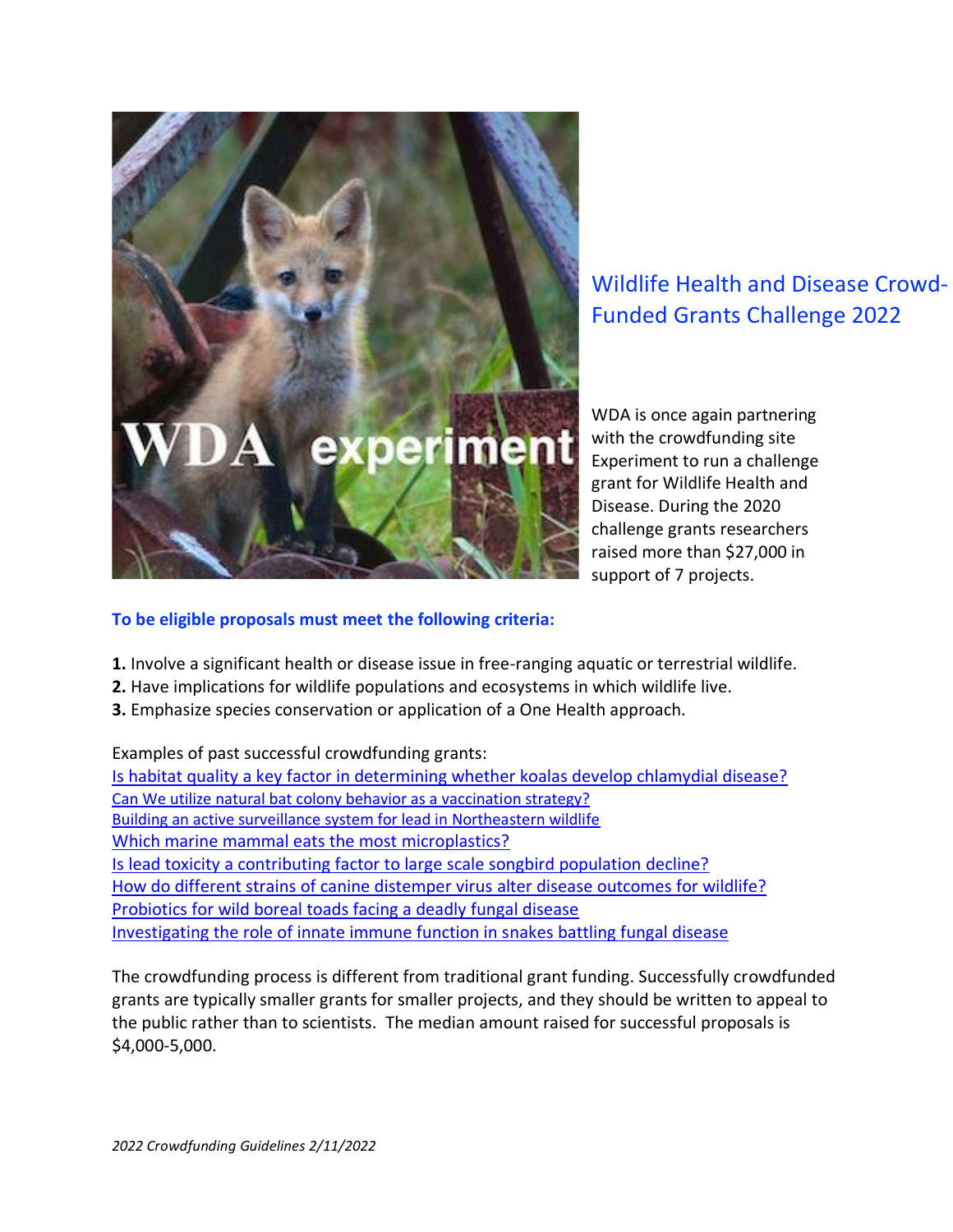# Wildlife Health and Disease Crowd-Funded Grants Challenge 2022

WDA is once again partnering with the crowdfunding site Experiment to run a challenge grant for Wildlife Health and Disease. During the 2020 challenge grants researchers raised more than $27,000 in support of 7 projects.

**To be eligible proposals must meet the following criteria:**

**1.** Involve a significant health or disease issue in free-ranging aquatic or terrestrial wildlife.
**2.** Have implications for wildlife populations and ecosystems in which wildlife live.
**3.** Emphasize species conservation or application of a One Health approach.

Examples of past successful crowdfunding grants:

- Is habitat quality a key factor in determining whether koalas develop chlamydial disease?
- Can We utilize natural bat colony behavior as a vaccination strategy?
- Building an active surveillance system for lead in Northeastern wildlife
- Which marine mammal eats the most microplastics?
- Is lead toxicity a contributing factor to large scale songbird population decline?
- How do different strains of canine distemper virus alter disease outcomes for wildlife?
- Probiotics for wild boreal toads facing a deadly fungal disease
- Investigating the role of innate immune function in snakes battling fungal disease

The crowdfunding process is different from traditional grant funding. Successfully crowdfunded grants are typically smaller grants for smaller projects, and they should be written to appeal to the public rather than to scientists. The median amount raised for successful proposals is $4,000-5,000.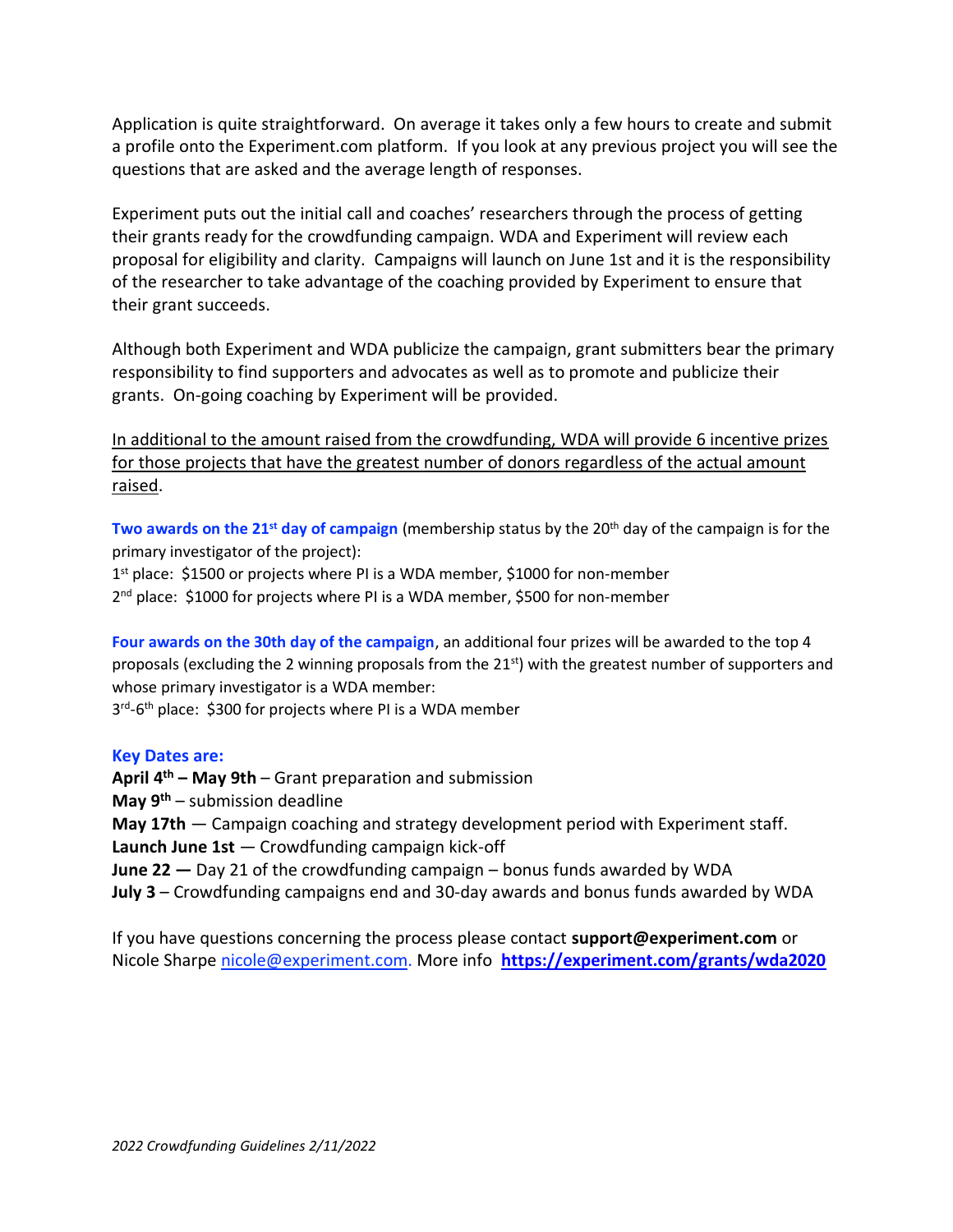Application is quite straightforward. On average it takes only a few hours to create and submit a profile onto the Experiment.com platform. If you look at any previous project you will see the questions that are asked and the average length of responses.

Experiment puts out the initial call and coaches' researchers through the process of getting their grants ready for the crowdfunding campaign. WDA and Experiment will review each proposal for eligibility and clarity. Campaigns will launch on June 1st and it is the responsibility of the researcher to take advantage of the coaching provided by Experiment to ensure that their grant succeeds.

Although both Experiment and WDA publicize the campaign, grant submitters bear the primary responsibility to find supporters and advocates as well as to promote and publicize their grants. On-going coaching by Experiment will be provided.

In additional to the amount raised from the crowdfunding, WDA will provide 6 incentive prizes for those projects that have the greatest number of donors regardless of the actual amount raised.

**Two awards on the 21st day of campaign** (membership status by the 20th day of the campaign is for the primary investigator of the project):
1st place: $1500 or projects where PI is a WDA member, $1000 for non-member
2nd place: $1000 for projects where PI is a WDA member, $500 for non-member

**Four awards on the 30th day of the campaign**, an additional four prizes will be awarded to the top 4 proposals (excluding the 2 winning proposals from the 21st) with the greatest number of supporters and whose primary investigator is a WDA member:
3rd-6th place: $300 for projects where PI is a WDA member

**Key Dates are:**
**April 4th – May 9th** – Grant preparation and submission
**May 9th** – submission deadline
**May 17th** — Campaign coaching and strategy development period with Experiment staff.
**Launch June 1st** — Crowdfunding campaign kick-off
**June 22 —** Day 21 of the crowdfunding campaign – bonus funds awarded by WDA
**July 3** – Crowdfunding campaigns end and 30-day awards and bonus funds awarded by WDA

If you have questions concerning the process please contact **support@experiment.com** or Nicole Sharpe nicole@experiment.com. More info **https://experiment.com/grants/wda2020**

*2022 Crowdfunding Guidelines 2/11/2022*